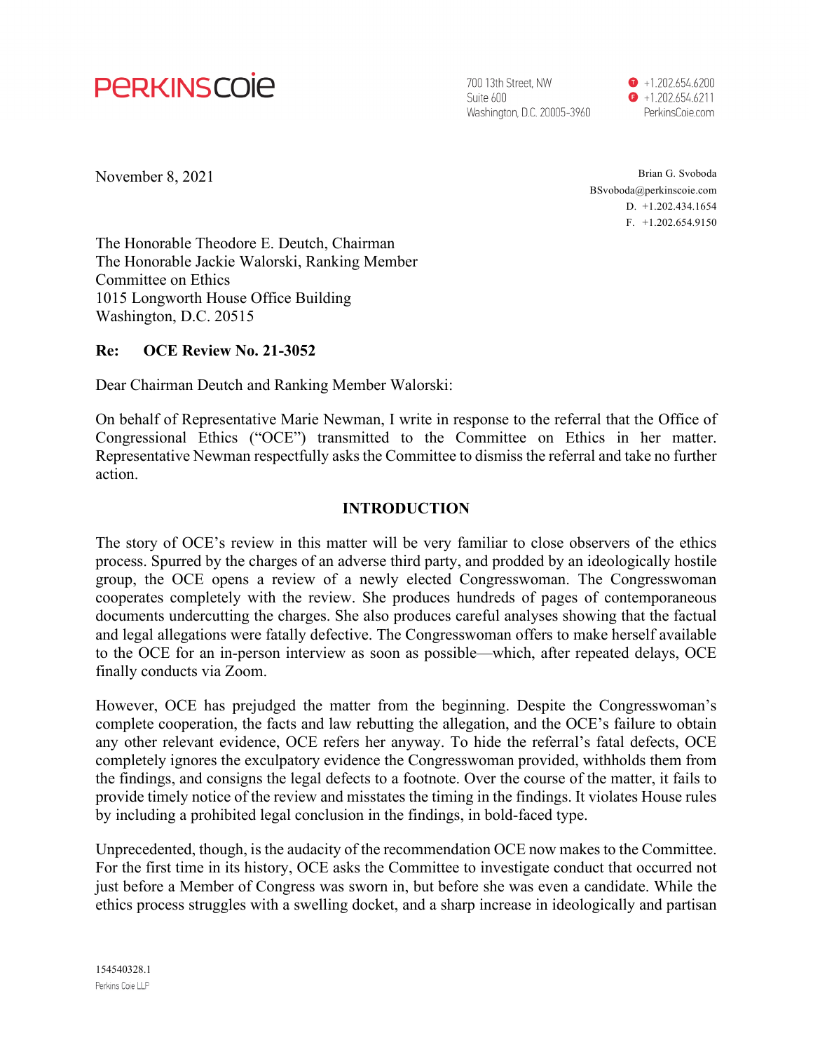**PERKINS COIE**

700 13th Street, NW
Suite 600
Washington, D.C. 20005-3960

T +1.202.654.6200
F +1.202.654.6211
PerkinsCoie.com

November 8, 2021

Brian G. Svoboda
BSvoboda@perkinscoie.com
D. +1.202.434.1654
F. +1.202.654.9150

The Honorable Theodore E. Deutch, Chairman
The Honorable Jackie Walorski, Ranking Member
Committee on Ethics
1015 Longworth House Office Building
Washington, D.C. 20515

**Re: OCE Review No. 21-3052**

Dear Chairman Deutch and Ranking Member Walorski:

On behalf of Representative Marie Newman, I write in response to the referral that the Office of Congressional Ethics ("OCE") transmitted to the Committee on Ethics in her matter. Representative Newman respectfully asks the Committee to dismiss the referral and take no further action.

## INTRODUCTION

The story of OCE's review in this matter will be very familiar to close observers of the ethics process. Spurred by the charges of an adverse third party, and prodded by an ideologically hostile group, the OCE opens a review of a newly elected Congresswoman. The Congresswoman cooperates completely with the review. She produces hundreds of pages of contemporaneous documents undercutting the charges. She also produces careful analyses showing that the factual and legal allegations were fatally defective. The Congresswoman offers to make herself available to the OCE for an in-person interview as soon as possible—which, after repeated delays, OCE finally conducts via Zoom.

However, OCE has prejudged the matter from the beginning. Despite the Congresswoman's complete cooperation, the facts and law rebutting the allegation, and the OCE's failure to obtain any other relevant evidence, OCE refers her anyway. To hide the referral's fatal defects, OCE completely ignores the exculpatory evidence the Congresswoman provided, withholds them from the findings, and consigns the legal defects to a footnote. Over the course of the matter, it fails to provide timely notice of the review and misstates the timing in the findings. It violates House rules by including a prohibited legal conclusion in the findings, in bold-faced type.

Unprecedented, though, is the audacity of the recommendation OCE now makes to the Committee. For the first time in its history, OCE asks the Committee to investigate conduct that occurred not just before a Member of Congress was sworn in, but before she was even a candidate. While the ethics process struggles with a swelling docket, and a sharp increase in ideologically and partisan

154540328.1
Perkins Coie LLP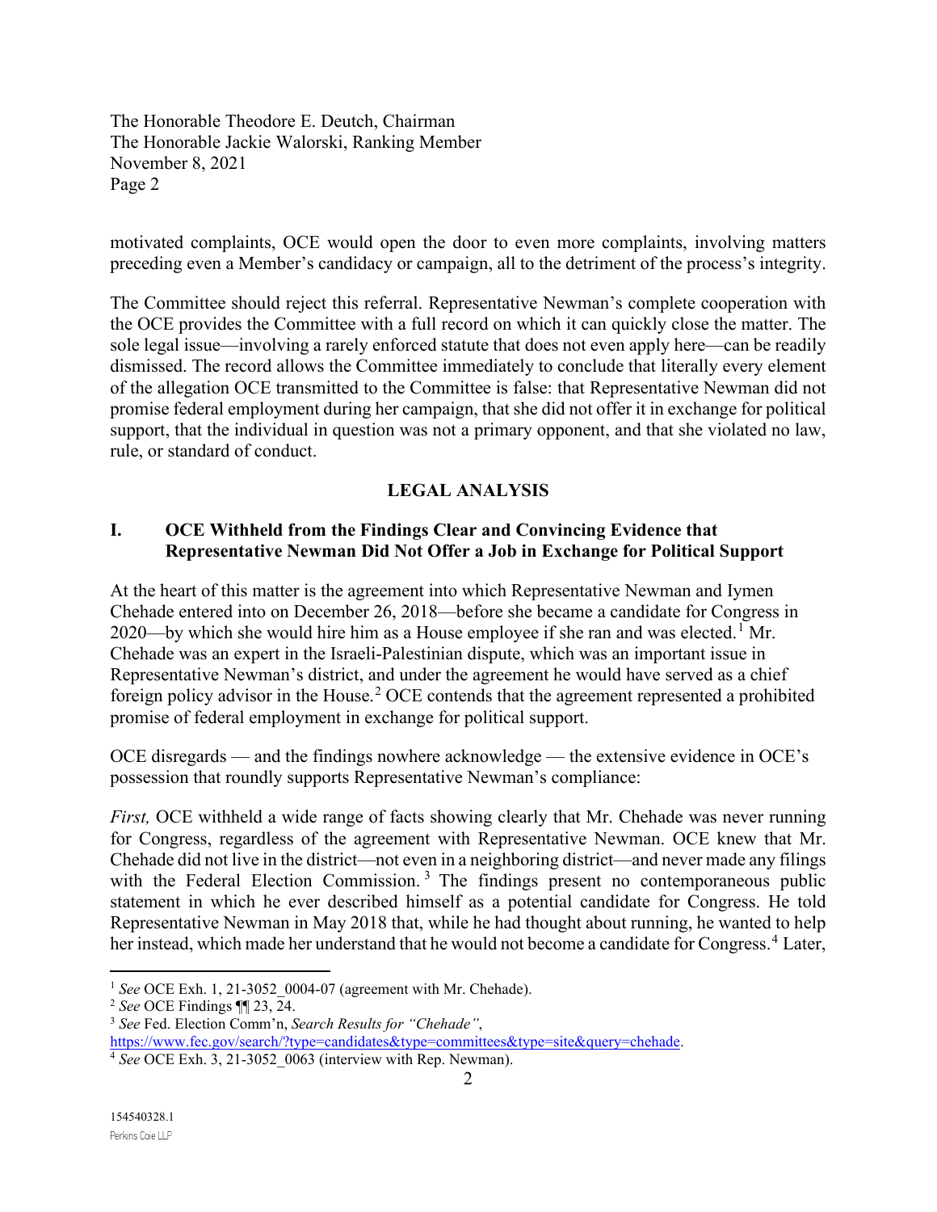motivated complaints, OCE would open the door to even more complaints, involving matters preceding even a Member's candidacy or campaign, all to the detriment of the process's integrity.

The Committee should reject this referral. Representative Newman's complete cooperation with the OCE provides the Committee with a full record on which it can quickly close the matter. The sole legal issue—involving a rarely enforced statute that does not even apply here—can be readily dismissed. The record allows the Committee immediately to conclude that literally every element of the allegation OCE transmitted to the Committee is false: that Representative Newman did not promise federal employment during her campaign, that she did not offer it in exchange for political support, that the individual in question was not a primary opponent, and that she violated no law, rule, or standard of conduct.

## LEGAL ANALYSIS

### I. OCE Withheld from the Findings Clear and Convincing Evidence that Representative Newman Did Not Offer a Job in Exchange for Political Support

At the heart of this matter is the agreement into which Representative Newman and Iymen Chehade entered into on December 26, 2018—before she became a candidate for Congress in 2020—by which she would hire him as a House employee if she ran and was elected.[1] Mr. Chehade was an expert in the Israeli-Palestinian dispute, which was an important issue in Representative Newman's district, and under the agreement he would have served as a chief foreign policy advisor in the House.[2] OCE contends that the agreement represented a prohibited promise of federal employment in exchange for political support.

OCE disregards — and the findings nowhere acknowledge — the extensive evidence in OCE's possession that roundly supports Representative Newman's compliance:

*First,* OCE withheld a wide range of facts showing clearly that Mr. Chehade was never running for Congress, regardless of the agreement with Representative Newman. OCE knew that Mr. Chehade did not live in the district—not even in a neighboring district—and never made any filings with the Federal Election Commission.[3] The findings present no contemporaneous public statement in which he ever described himself as a potential candidate for Congress. He told Representative Newman in May 2018 that, while he had thought about running, he wanted to help her instead, which made her understand that he would not become a candidate for Congress.[4] Later,

---

[1] *See* OCE Exh. 1, 21-3052_0004-07 (agreement with Mr. Chehade).

[2] *See* OCE Findings ¶¶ 23, 24.

[3] *See* Fed. Election Comm'n, *Search Results for "Chehade"*, https://www.fec.gov/search/?type=candidates&type=committees&type=site&query=chehade.

[4] *See* OCE Exh. 3, 21-3052_0063 (interview with Rep. Newman).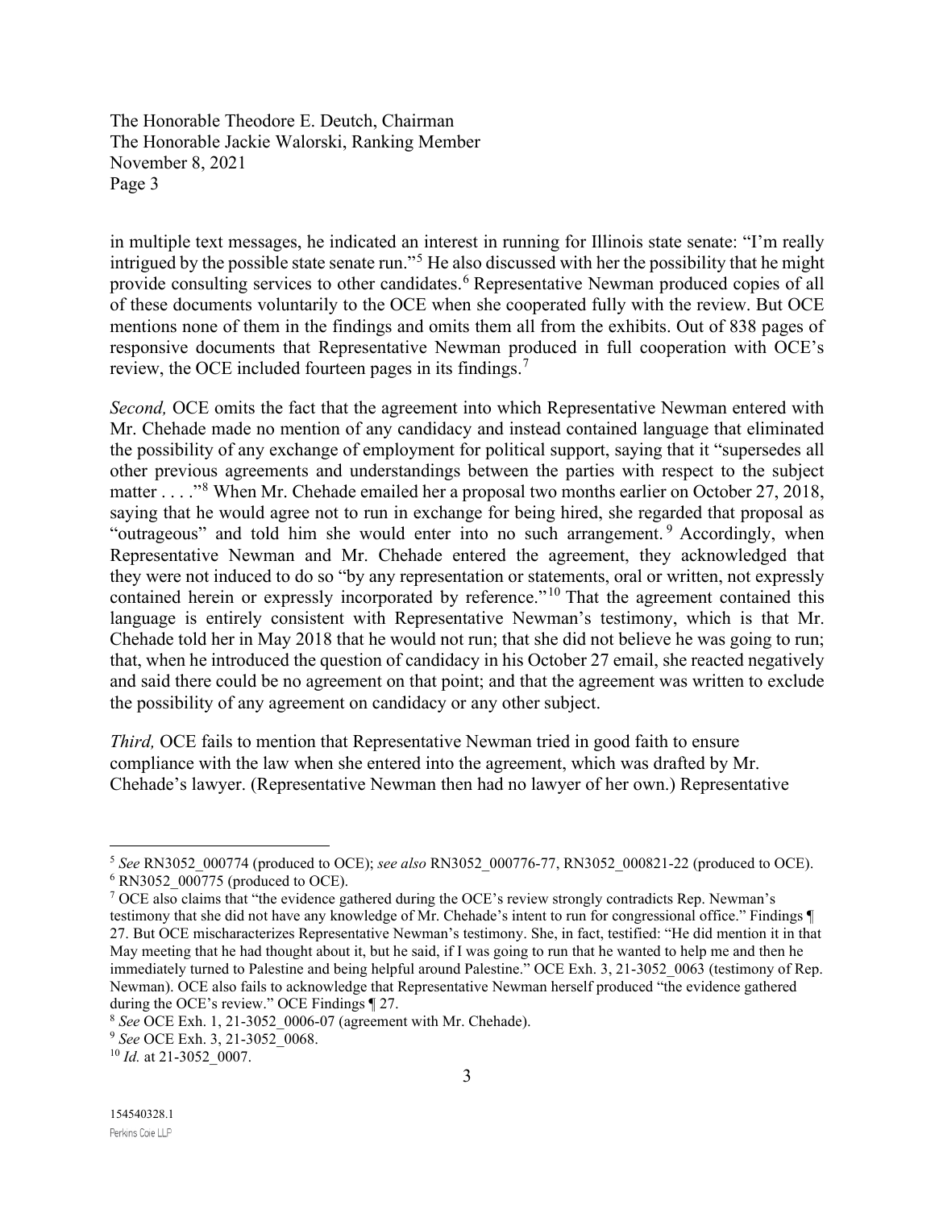in multiple text messages, he indicated an interest in running for Illinois state senate: "I'm really intrigued by the possible state senate run."[5] He also discussed with her the possibility that he might provide consulting services to other candidates.[6] Representative Newman produced copies of all of these documents voluntarily to the OCE when she cooperated fully with the review. But OCE mentions none of them in the findings and omits them all from the exhibits. Out of 838 pages of responsive documents that Representative Newman produced in full cooperation with OCE's review, the OCE included fourteen pages in its findings.[7]

*Second,* OCE omits the fact that the agreement into which Representative Newman entered with Mr. Chehade made no mention of any candidacy and instead contained language that eliminated the possibility of any exchange of employment for political support, saying that it "supersedes all other previous agreements and understandings between the parties with respect to the subject matter . . . ."[8] When Mr. Chehade emailed her a proposal two months earlier on October 27, 2018, saying that he would agree not to run in exchange for being hired, she regarded that proposal as "outrageous" and told him she would enter into no such arrangement.[9] Accordingly, when Representative Newman and Mr. Chehade entered the agreement, they acknowledged that they were not induced to do so "by any representation or statements, oral or written, not expressly contained herein or expressly incorporated by reference."[10] That the agreement contained this language is entirely consistent with Representative Newman's testimony, which is that Mr. Chehade told her in May 2018 that he would not run; that she did not believe he was going to run; that, when he introduced the question of candidacy in his October 27 email, she reacted negatively and said there could be no agreement on that point; and that the agreement was written to exclude the possibility of any agreement on candidacy or any other subject.

*Third,* OCE fails to mention that Representative Newman tried in good faith to ensure compliance with the law when she entered into the agreement, which was drafted by Mr. Chehade's lawyer. (Representative Newman then had no lawyer of her own.) Representative

---

[5] *See* RN3052_000774 (produced to OCE); *see also* RN3052_000776-77, RN3052_000821-22 (produced to OCE).

[6] RN3052_000775 (produced to OCE).

[7] OCE also claims that "the evidence gathered during the OCE's review strongly contradicts Rep. Newman's testimony that she did not have any knowledge of Mr. Chehade's intent to run for congressional office." Findings ¶ 27. But OCE mischaracterizes Representative Newman's testimony. She, in fact, testified: "He did mention it in that May meeting that he had thought about it, but he said, if I was going to run that he wanted to help me and then he immediately turned to Palestine and being helpful around Palestine." OCE Exh. 3, 21-3052_0063 (testimony of Rep. Newman). OCE also fails to acknowledge that Representative Newman herself produced "the evidence gathered during the OCE's review." OCE Findings ¶ 27.

[8] *See* OCE Exh. 1, 21-3052_0006-07 (agreement with Mr. Chehade).

[9] *See* OCE Exh. 3, 21-3052_0068.

[10] *Id.* at 21-3052_0007.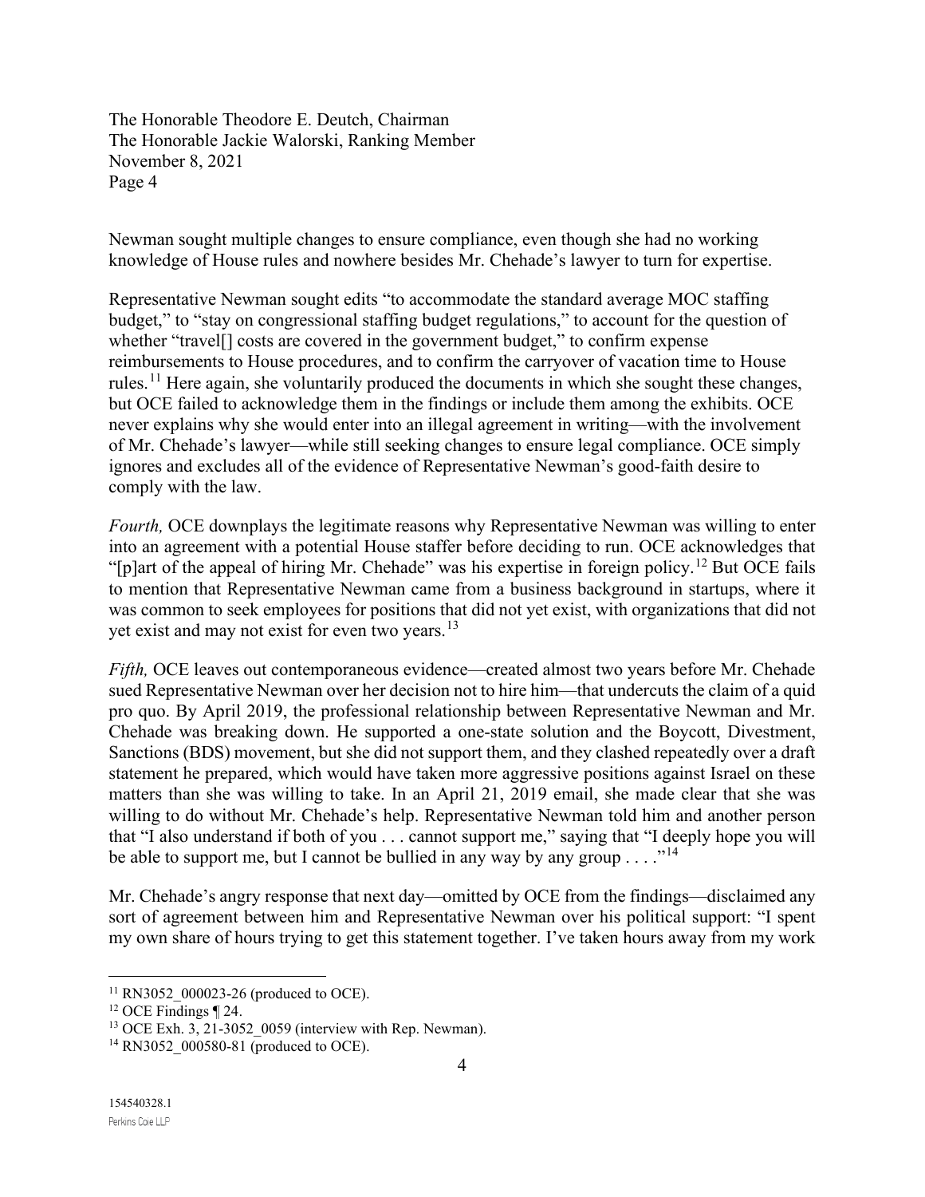Newman sought multiple changes to ensure compliance, even though she had no working knowledge of House rules and nowhere besides Mr. Chehade's lawyer to turn for expertise.

Representative Newman sought edits "to accommodate the standard average MOC staffing budget," to "stay on congressional staffing budget regulations," to account for the question of whether "travel[] costs are covered in the government budget," to confirm expense reimbursements to House procedures, and to confirm the carryover of vacation time to House rules.[11] Here again, she voluntarily produced the documents in which she sought these changes, but OCE failed to acknowledge them in the findings or include them among the exhibits. OCE never explains why she would enter into an illegal agreement in writing—with the involvement of Mr. Chehade's lawyer—while still seeking changes to ensure legal compliance. OCE simply ignores and excludes all of the evidence of Representative Newman's good-faith desire to comply with the law.

*Fourth,* OCE downplays the legitimate reasons why Representative Newman was willing to enter into an agreement with a potential House staffer before deciding to run. OCE acknowledges that "[p]art of the appeal of hiring Mr. Chehade" was his expertise in foreign policy.[12] But OCE fails to mention that Representative Newman came from a business background in startups, where it was common to seek employees for positions that did not yet exist, with organizations that did not yet exist and may not exist for even two years.[13]

*Fifth,* OCE leaves out contemporaneous evidence—created almost two years before Mr. Chehade sued Representative Newman over her decision not to hire him—that undercuts the claim of a quid pro quo. By April 2019, the professional relationship between Representative Newman and Mr. Chehade was breaking down. He supported a one-state solution and the Boycott, Divestment, Sanctions (BDS) movement, but she did not support them, and they clashed repeatedly over a draft statement he prepared, which would have taken more aggressive positions against Israel on these matters than she was willing to take. In an April 21, 2019 email, she made clear that she was willing to do without Mr. Chehade's help. Representative Newman told him and another person that "I also understand if both of you . . . cannot support me," saying that "I deeply hope you will be able to support me, but I cannot be bullied in any way by any group . . . ."[14]

Mr. Chehade's angry response that next day—omitted by OCE from the findings—disclaimed any sort of agreement between him and Representative Newman over his political support: "I spent my own share of hours trying to get this statement together. I've taken hours away from my work

---

[11] RN3052_000023-26 (produced to OCE).

[12] OCE Findings ¶ 24.

[13] OCE Exh. 3, 21-3052_0059 (interview with Rep. Newman).

[14] RN3052_000580-81 (produced to OCE).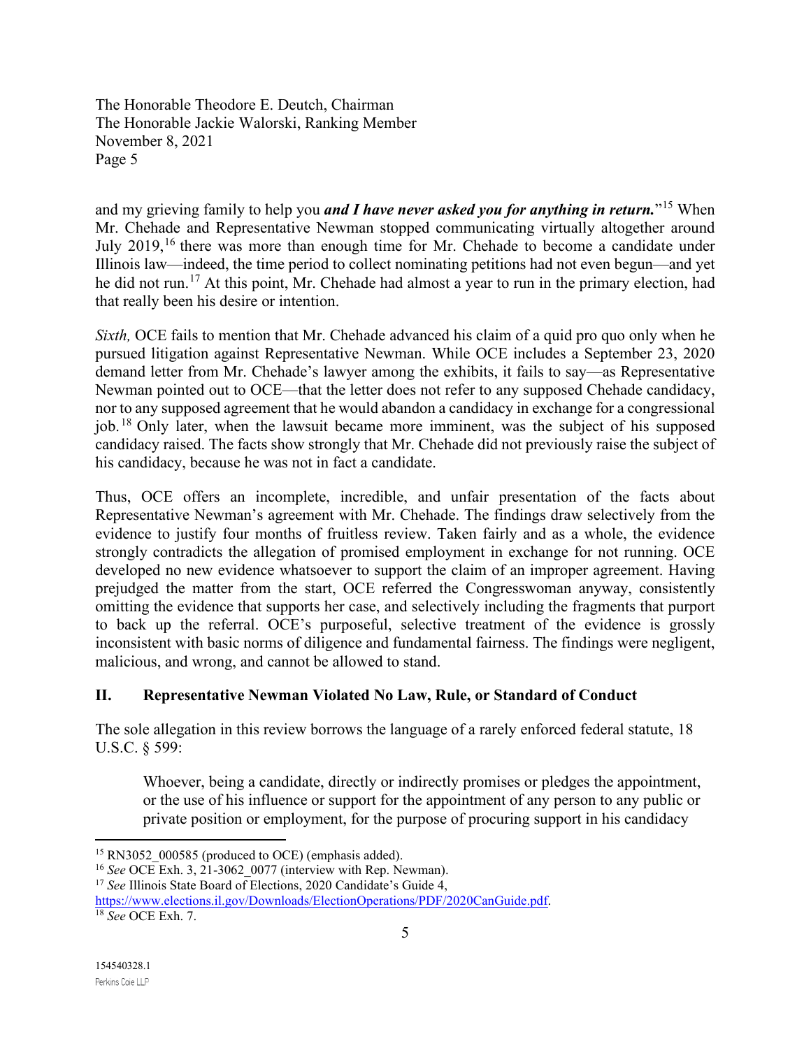and my grieving family to help you ***and I have never asked you for anything in return.***"[15] When Mr. Chehade and Representative Newman stopped communicating virtually altogether around July 2019,[16] there was more than enough time for Mr. Chehade to become a candidate under Illinois law—indeed, the time period to collect nominating petitions had not even begun—and yet he did not run.[17] At this point, Mr. Chehade had almost a year to run in the primary election, had that really been his desire or intention.

*Sixth,* OCE fails to mention that Mr. Chehade advanced his claim of a quid pro quo only when he pursued litigation against Representative Newman. While OCE includes a September 23, 2020 demand letter from Mr. Chehade's lawyer among the exhibits, it fails to say—as Representative Newman pointed out to OCE—that the letter does not refer to any supposed Chehade candidacy, nor to any supposed agreement that he would abandon a candidacy in exchange for a congressional job.[18] Only later, when the lawsuit became more imminent, was the subject of his supposed candidacy raised. The facts show strongly that Mr. Chehade did not previously raise the subject of his candidacy, because he was not in fact a candidate.

Thus, OCE offers an incomplete, incredible, and unfair presentation of the facts about Representative Newman's agreement with Mr. Chehade. The findings draw selectively from the evidence to justify four months of fruitless review. Taken fairly and as a whole, the evidence strongly contradicts the allegation of promised employment in exchange for not running. OCE developed no new evidence whatsoever to support the claim of an improper agreement. Having prejudged the matter from the start, OCE referred the Congresswoman anyway, consistently omitting the evidence that supports her case, and selectively including the fragments that purport to back up the referral. OCE's purposeful, selective treatment of the evidence is grossly inconsistent with basic norms of diligence and fundamental fairness. The findings were negligent, malicious, and wrong, and cannot be allowed to stand.

## II. Representative Newman Violated No Law, Rule, or Standard of Conduct

The sole allegation in this review borrows the language of a rarely enforced federal statute, 18 U.S.C. § 599:

> Whoever, being a candidate, directly or indirectly promises or pledges the appointment, or the use of his influence or support for the appointment of any person to any public or private position or employment, for the purpose of procuring support in his candidacy

---

[15] RN3052_000585 (produced to OCE) (emphasis added).

[16] *See* OCE Exh. 3, 21-3062_0077 (interview with Rep. Newman).

[17] *See* Illinois State Board of Elections, 2020 Candidate's Guide 4, https://www.elections.il.gov/Downloads/ElectionOperations/PDF/2020CanGuide.pdf.

[18] *See* OCE Exh. 7.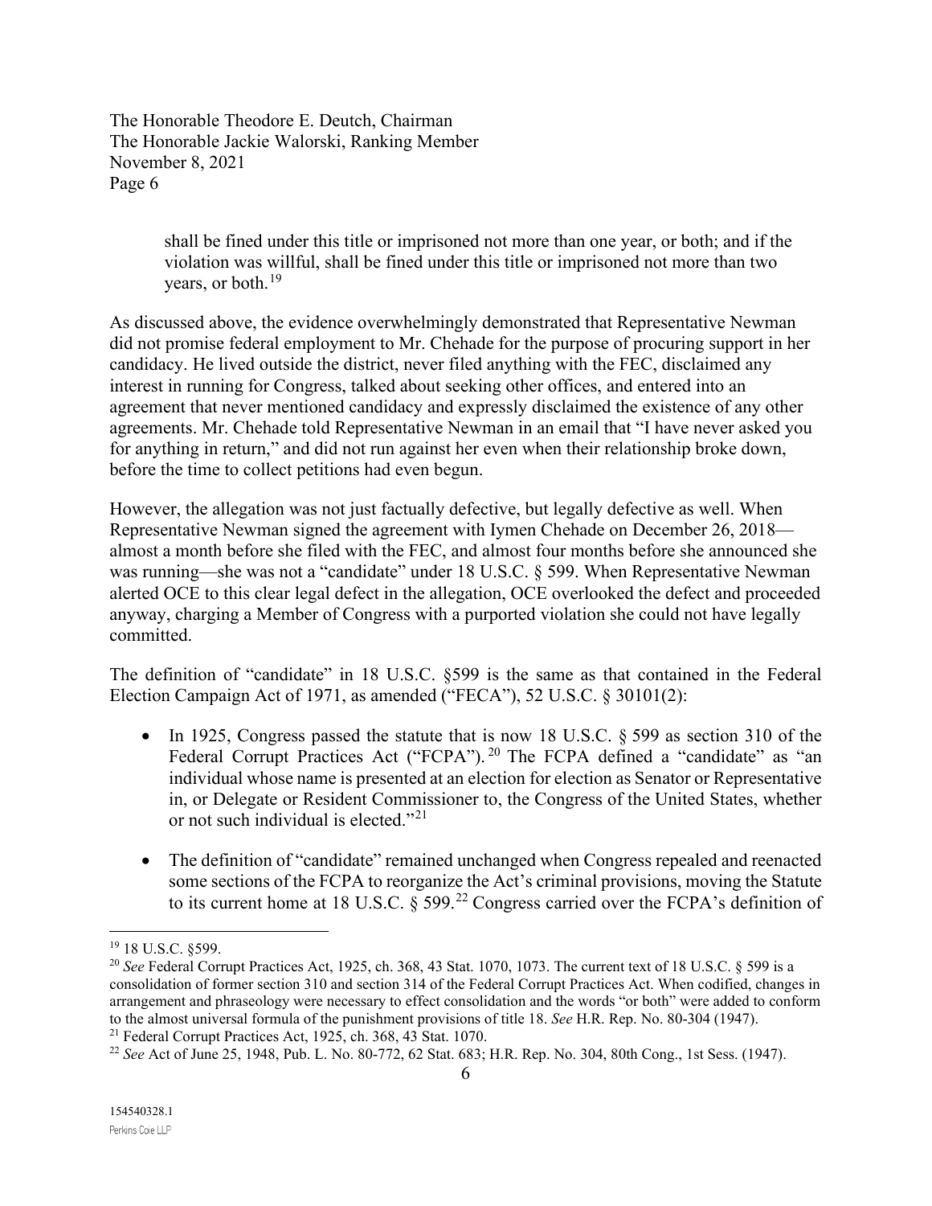> shall be fined under this title or imprisoned not more than one year, or both; and if the violation was willful, shall be fined under this title or imprisoned not more than two years, or both.[19]

As discussed above, the evidence overwhelmingly demonstrated that Representative Newman did not promise federal employment to Mr. Chehade for the purpose of procuring support in her candidacy. He lived outside the district, never filed anything with the FEC, disclaimed any interest in running for Congress, talked about seeking other offices, and entered into an agreement that never mentioned candidacy and expressly disclaimed the existence of any other agreements. Mr. Chehade told Representative Newman in an email that "I have never asked you for anything in return," and did not run against her even when their relationship broke down, before the time to collect petitions had even begun.

However, the allegation was not just factually defective, but legally defective as well. When Representative Newman signed the agreement with Iymen Chehade on December 26, 2018—almost a month before she filed with the FEC, and almost four months before she announced she was running—she was not a "candidate" under 18 U.S.C. § 599. When Representative Newman alerted OCE to this clear legal defect in the allegation, OCE overlooked the defect and proceeded anyway, charging a Member of Congress with a purported violation she could not have legally committed.

The definition of "candidate" in 18 U.S.C. §599 is the same as that contained in the Federal Election Campaign Act of 1971, as amended ("FECA"), 52 U.S.C. § 30101(2):

- In 1925, Congress passed the statute that is now 18 U.S.C. § 599 as section 310 of the Federal Corrupt Practices Act ("FCPA").[20] The FCPA defined a "candidate" as "an individual whose name is presented at an election for election as Senator or Representative in, or Delegate or Resident Commissioner to, the Congress of the United States, whether or not such individual is elected."[21]

- The definition of "candidate" remained unchanged when Congress repealed and reenacted some sections of the FCPA to reorganize the Act's criminal provisions, moving the Statute to its current home at 18 U.S.C. § 599.[22] Congress carried over the FCPA's definition of

---

[19] 18 U.S.C. §599.

[20] *See* Federal Corrupt Practices Act, 1925, ch. 368, 43 Stat. 1070, 1073. The current text of 18 U.S.C. § 599 is a consolidation of former section 310 and section 314 of the Federal Corrupt Practices Act. When codified, changes in arrangement and phraseology were necessary to effect consolidation and the words "or both" were added to conform to the almost universal formula of the punishment provisions of title 18. *See* H.R. Rep. No. 80-304 (1947).

[21] Federal Corrupt Practices Act, 1925, ch. 368, 43 Stat. 1070.

[22] *See* Act of June 25, 1948, Pub. L. No. 80-772, 62 Stat. 683; H.R. Rep. No. 304, 80th Cong., 1st Sess. (1947).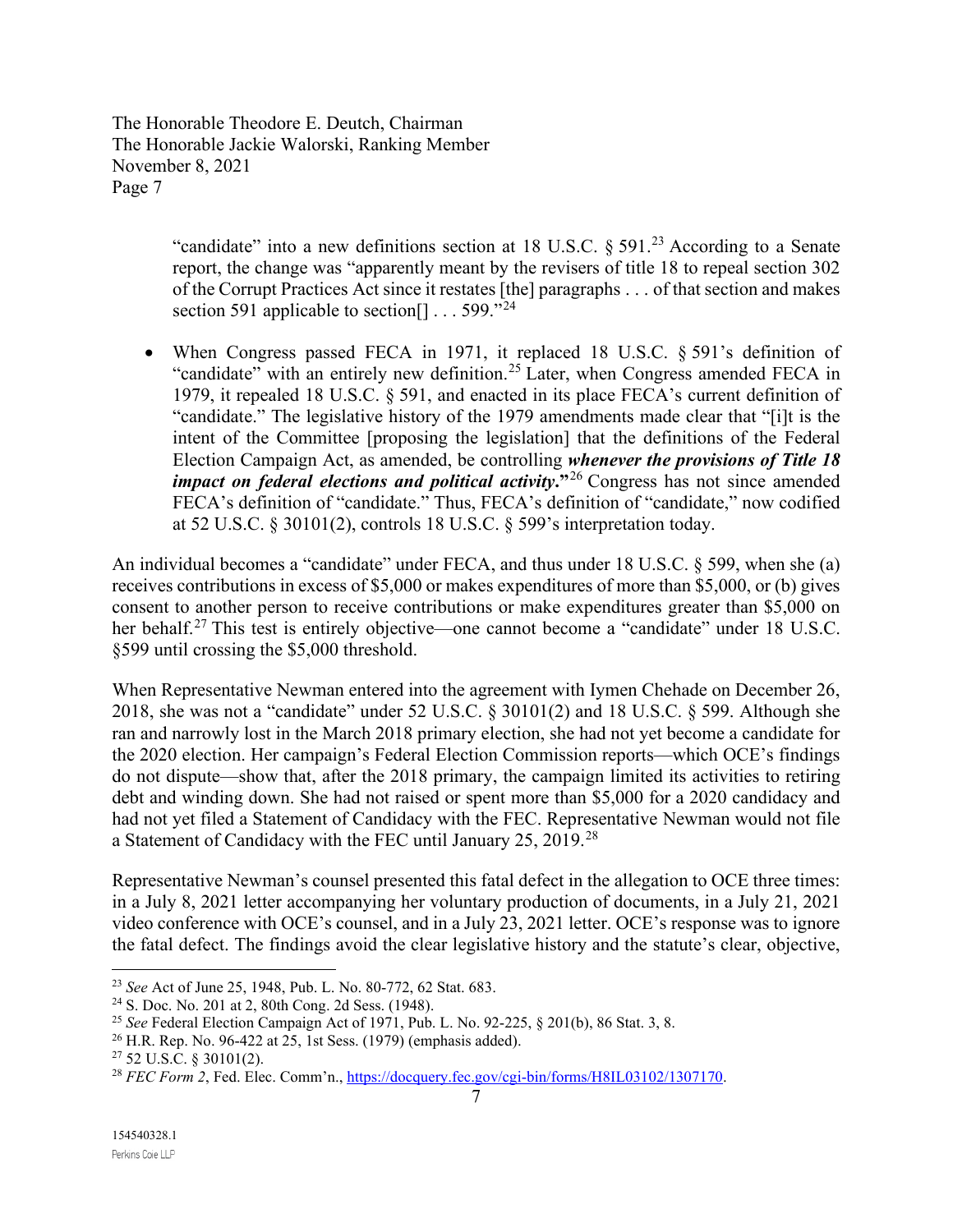"candidate" into a new definitions section at 18 U.S.C. § 591.[23] According to a Senate report, the change was "apparently meant by the revisers of title 18 to repeal section 302 of the Corrupt Practices Act since it restates [the] paragraphs . . . of that section and makes section 591 applicable to section[] . . . 599."[24]

- When Congress passed FECA in 1971, it replaced 18 U.S.C. § 591's definition of "candidate" with an entirely new definition.[25] Later, when Congress amended FECA in 1979, it repealed 18 U.S.C. § 591, and enacted in its place FECA's current definition of "candidate." The legislative history of the 1979 amendments made clear that "[i]t is the intent of the Committee [proposing the legislation] that the definitions of the Federal Election Campaign Act, as amended, be controlling ***whenever the provisions of Title 18 impact on federal elections and political activity*.**"[26] Congress has not since amended FECA's definition of "candidate." Thus, FECA's definition of "candidate," now codified at 52 U.S.C. § 30101(2), controls 18 U.S.C. § 599's interpretation today.

An individual becomes a "candidate" under FECA, and thus under 18 U.S.C. § 599, when she (a) receives contributions in excess of $5,000 or makes expenditures of more than $5,000, or (b) gives consent to another person to receive contributions or make expenditures greater than $5,000 on her behalf.[27] This test is entirely objective—one cannot become a "candidate" under 18 U.S.C. §599 until crossing the $5,000 threshold.

When Representative Newman entered into the agreement with Iymen Chehade on December 26, 2018, she was not a "candidate" under 52 U.S.C. § 30101(2) and 18 U.S.C. § 599. Although she ran and narrowly lost in the March 2018 primary election, she had not yet become a candidate for the 2020 election. Her campaign's Federal Election Commission reports—which OCE's findings do not dispute—show that, after the 2018 primary, the campaign limited its activities to retiring debt and winding down. She had not raised or spent more than $5,000 for a 2020 candidacy and had not yet filed a Statement of Candidacy with the FEC. Representative Newman would not file a Statement of Candidacy with the FEC until January 25, 2019.[28]

Representative Newman's counsel presented this fatal defect in the allegation to OCE three times: in a July 8, 2021 letter accompanying her voluntary production of documents, in a July 21, 2021 video conference with OCE's counsel, and in a July 23, 2021 letter. OCE's response was to ignore the fatal defect. The findings avoid the clear legislative history and the statute's clear, objective,

---

[23] *See* Act of June 25, 1948, Pub. L. No. 80-772, 62 Stat. 683.

[24] S. Doc. No. 201 at 2, 80th Cong. 2d Sess. (1948).

[25] *See* Federal Election Campaign Act of 1971, Pub. L. No. 92-225, § 201(b), 86 Stat. 3, 8.

[26] H.R. Rep. No. 96-422 at 25, 1st Sess. (1979) (emphasis added).

[27] 52 U.S.C. § 30101(2).

[28] *FEC Form 2*, Fed. Elec. Comm'n., https://docquery.fec.gov/cgi-bin/forms/H8IL03102/1307170.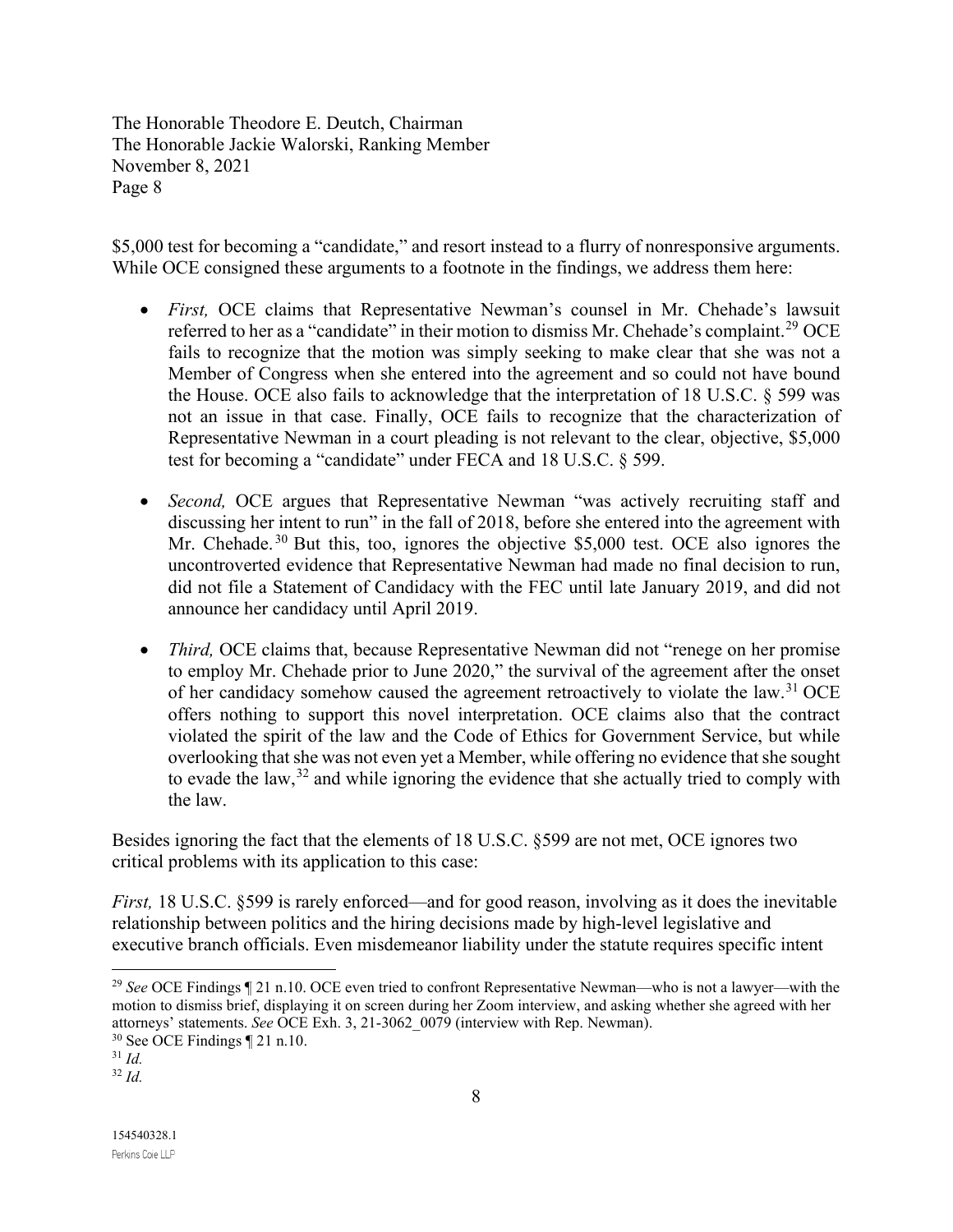$5,000 test for becoming a "candidate," and resort instead to a flurry of nonresponsive arguments. While OCE consigned these arguments to a footnote in the findings, we address them here:

- *First,* OCE claims that Representative Newman's counsel in Mr. Chehade's lawsuit referred to her as a "candidate" in their motion to dismiss Mr. Chehade's complaint.[29] OCE fails to recognize that the motion was simply seeking to make clear that she was not a Member of Congress when she entered into the agreement and so could not have bound the House. OCE also fails to acknowledge that the interpretation of 18 U.S.C. § 599 was not an issue in that case. Finally, OCE fails to recognize that the characterization of Representative Newman in a court pleading is not relevant to the clear, objective, $5,000 test for becoming a "candidate" under FECA and 18 U.S.C. § 599.

- *Second,* OCE argues that Representative Newman "was actively recruiting staff and discussing her intent to run" in the fall of 2018, before she entered into the agreement with Mr. Chehade.[30] But this, too, ignores the objective $5,000 test. OCE also ignores the uncontroverted evidence that Representative Newman had made no final decision to run, did not file a Statement of Candidacy with the FEC until late January 2019, and did not announce her candidacy until April 2019.

- *Third,* OCE claims that, because Representative Newman did not "renege on her promise to employ Mr. Chehade prior to June 2020," the survival of the agreement after the onset of her candidacy somehow caused the agreement retroactively to violate the law.[31] OCE offers nothing to support this novel interpretation. OCE claims also that the contract violated the spirit of the law and the Code of Ethics for Government Service, but while overlooking that she was not even yet a Member, while offering no evidence that she sought to evade the law,[32] and while ignoring the evidence that she actually tried to comply with the law.

Besides ignoring the fact that the elements of 18 U.S.C. §599 are not met, OCE ignores two critical problems with its application to this case:

*First,* 18 U.S.C. §599 is rarely enforced—and for good reason, involving as it does the inevitable relationship between politics and the hiring decisions made by high-level legislative and executive branch officials. Even misdemeanor liability under the statute requires specific intent

---

[29] *See* OCE Findings ¶ 21 n.10. OCE even tried to confront Representative Newman—who is not a lawyer—with the motion to dismiss brief, displaying it on screen during her Zoom interview, and asking whether she agreed with her attorneys' statements. *See* OCE Exh. 3, 21-3062_0079 (interview with Rep. Newman).

[30] See OCE Findings ¶ 21 n.10.

[31] *Id.*

[32] *Id.*

154540328.1
Perkins Coie LLP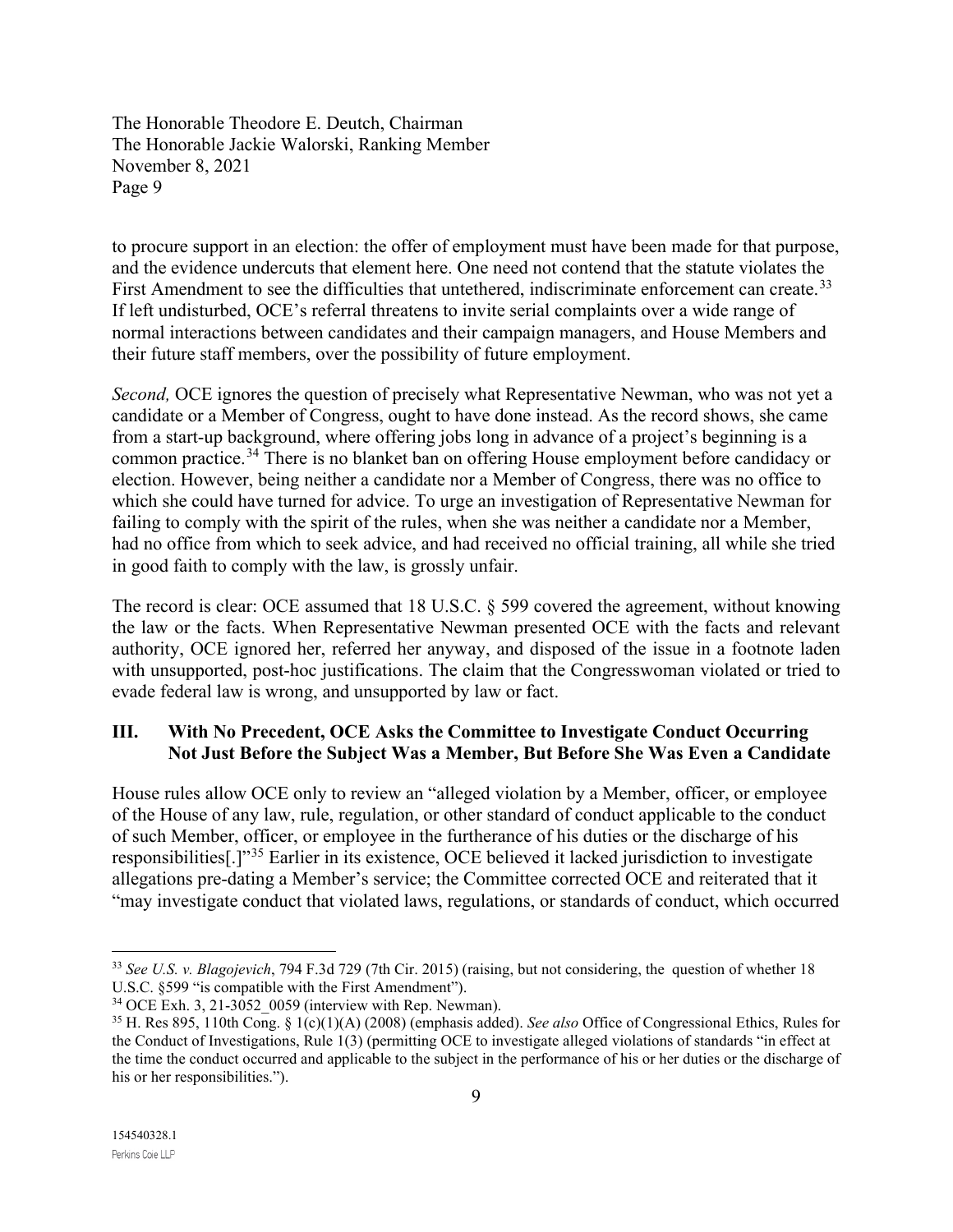to procure support in an election: the offer of employment must have been made for that purpose, and the evidence undercuts that element here. One need not contend that the statute violates the First Amendment to see the difficulties that untethered, indiscriminate enforcement can create.[33] If left undisturbed, OCE's referral threatens to invite serial complaints over a wide range of normal interactions between candidates and their campaign managers, and House Members and their future staff members, over the possibility of future employment.

*Second,* OCE ignores the question of precisely what Representative Newman, who was not yet a candidate or a Member of Congress, ought to have done instead. As the record shows, she came from a start-up background, where offering jobs long in advance of a project's beginning is a common practice.[34] There is no blanket ban on offering House employment before candidacy or election. However, being neither a candidate nor a Member of Congress, there was no office to which she could have turned for advice. To urge an investigation of Representative Newman for failing to comply with the spirit of the rules, when she was neither a candidate nor a Member, had no office from which to seek advice, and had received no official training, all while she tried in good faith to comply with the law, is grossly unfair.

The record is clear: OCE assumed that 18 U.S.C. § 599 covered the agreement, without knowing the law or the facts. When Representative Newman presented OCE with the facts and relevant authority, OCE ignored her, referred her anyway, and disposed of the issue in a footnote laden with unsupported, post-hoc justifications. The claim that the Congresswoman violated or tried to evade federal law is wrong, and unsupported by law or fact.

## III. With No Precedent, OCE Asks the Committee to Investigate Conduct Occurring Not Just Before the Subject Was a Member, But Before She Was Even a Candidate

House rules allow OCE only to review an "alleged violation by a Member, officer, or employee of the House of any law, rule, regulation, or other standard of conduct applicable to the conduct of such Member, officer, or employee in the furtherance of his duties or the discharge of his responsibilities[.]"[35] Earlier in its existence, OCE believed it lacked jurisdiction to investigate allegations pre-dating a Member's service; the Committee corrected OCE and reiterated that it "may investigate conduct that violated laws, regulations, or standards of conduct, which occurred

---

[33] *See U.S. v. Blagojevich*, 794 F.3d 729 (7th Cir. 2015) (raising, but not considering, the question of whether 18 U.S.C. §599 "is compatible with the First Amendment").

[34] OCE Exh. 3, 21-3052_0059 (interview with Rep. Newman).

[35] H. Res 895, 110th Cong. § 1(c)(1)(A) (2008) (emphasis added). *See also* Office of Congressional Ethics, Rules for the Conduct of Investigations, Rule 1(3) (permitting OCE to investigate alleged violations of standards "in effect at the time the conduct occurred and applicable to the subject in the performance of his or her duties or the discharge of his or her responsibilities.").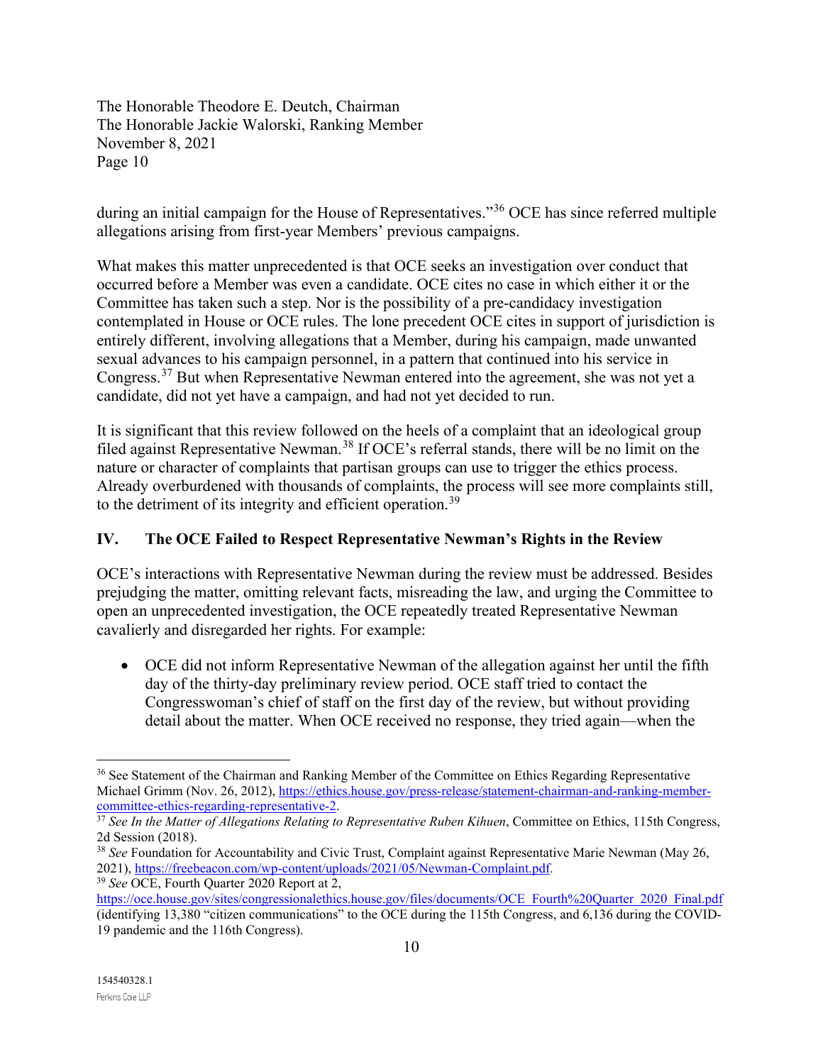during an initial campaign for the House of Representatives."[36] OCE has since referred multiple allegations arising from first-year Members' previous campaigns.

What makes this matter unprecedented is that OCE seeks an investigation over conduct that occurred before a Member was even a candidate. OCE cites no case in which either it or the Committee has taken such a step. Nor is the possibility of a pre-candidacy investigation contemplated in House or OCE rules. The lone precedent OCE cites in support of jurisdiction is entirely different, involving allegations that a Member, during his campaign, made unwanted sexual advances to his campaign personnel, in a pattern that continued into his service in Congress.[37] But when Representative Newman entered into the agreement, she was not yet a candidate, did not yet have a campaign, and had not yet decided to run.

It is significant that this review followed on the heels of a complaint that an ideological group filed against Representative Newman.[38] If OCE's referral stands, there will be no limit on the nature or character of complaints that partisan groups can use to trigger the ethics process. Already overburdened with thousands of complaints, the process will see more complaints still, to the detriment of its integrity and efficient operation.[39]

## IV. The OCE Failed to Respect Representative Newman's Rights in the Review

OCE's interactions with Representative Newman during the review must be addressed. Besides prejudging the matter, omitting relevant facts, misreading the law, and urging the Committee to open an unprecedented investigation, the OCE repeatedly treated Representative Newman cavalierly and disregarded her rights. For example:

- OCE did not inform Representative Newman of the allegation against her until the fifth day of the thirty-day preliminary review period. OCE staff tried to contact the Congresswoman's chief of staff on the first day of the review, but without providing detail about the matter. When OCE received no response, they tried again—when the

---

[36] See Statement of the Chairman and Ranking Member of the Committee on Ethics Regarding Representative Michael Grimm (Nov. 26, 2012), https://ethics.house.gov/press-release/statement-chairman-and-ranking-member-committee-ethics-regarding-representative-2.

[37] *See In the Matter of Allegations Relating to Representative Ruben Kihuen*, Committee on Ethics, 115th Congress, 2d Session (2018).

[38] *See* Foundation for Accountability and Civic Trust, Complaint against Representative Marie Newman (May 26, 2021), https://freebeacon.com/wp-content/uploads/2021/05/Newman-Complaint.pdf.

[39] *See* OCE, Fourth Quarter 2020 Report at 2, https://oce.house.gov/sites/congressionalethics.house.gov/files/documents/OCE_Fourth%20Quarter_2020_Final.pdf (identifying 13,380 "citizen communications" to the OCE during the 115th Congress, and 6,136 during the COVID-19 pandemic and the 116th Congress).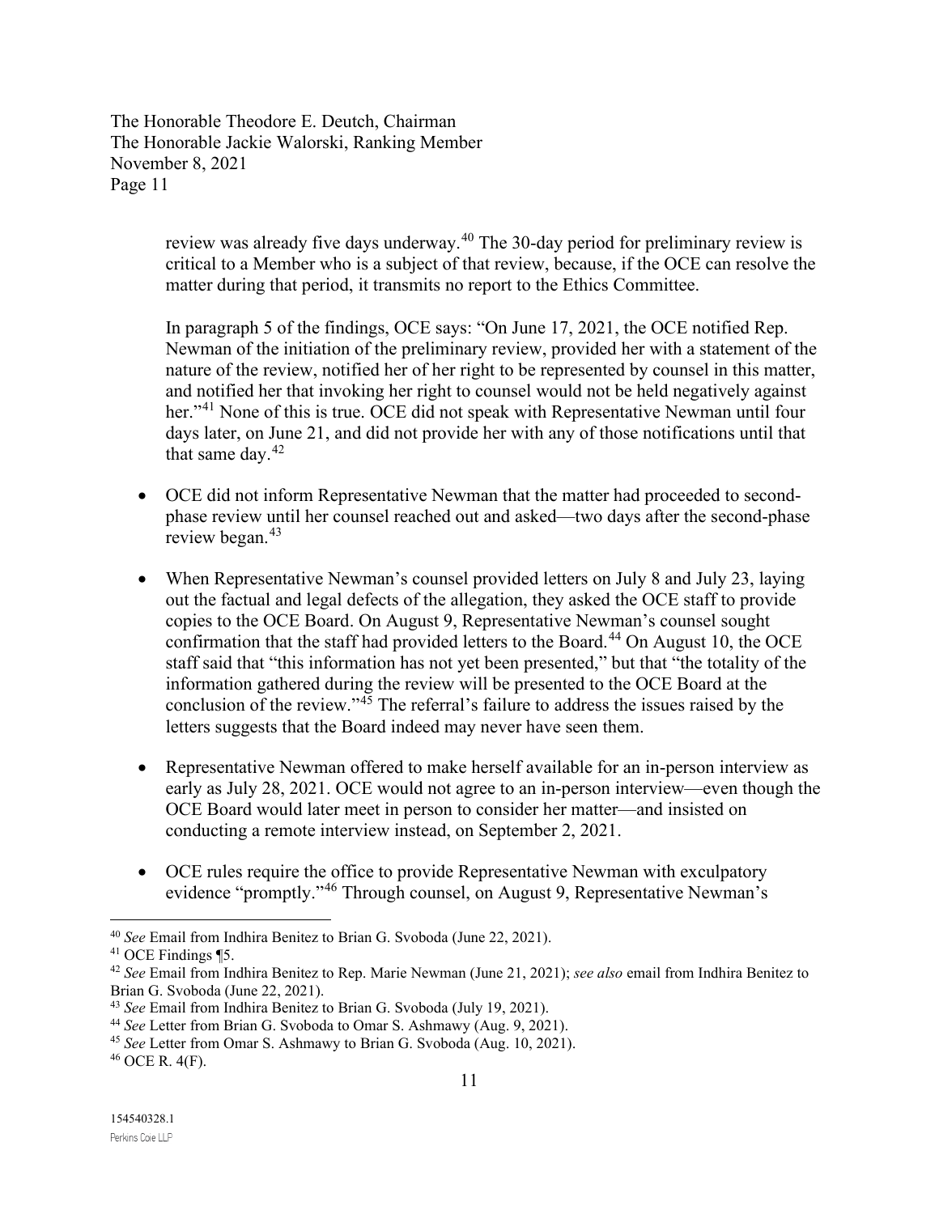review was already five days underway.[40] The 30-day period for preliminary review is critical to a Member who is a subject of that review, because, if the OCE can resolve the matter during that period, it transmits no report to the Ethics Committee.

In paragraph 5 of the findings, OCE says: "On June 17, 2021, the OCE notified Rep. Newman of the initiation of the preliminary review, provided her with a statement of the nature of the review, notified her of her right to be represented by counsel in this matter, and notified her that invoking her right to counsel would not be held negatively against her."[41] None of this is true. OCE did not speak with Representative Newman until four days later, on June 21, and did not provide her with any of those notifications until that that same day.[42]

- OCE did not inform Representative Newman that the matter had proceeded to second-phase review until her counsel reached out and asked—two days after the second-phase review began.[43]
- When Representative Newman's counsel provided letters on July 8 and July 23, laying out the factual and legal defects of the allegation, they asked the OCE staff to provide copies to the OCE Board. On August 9, Representative Newman's counsel sought confirmation that the staff had provided letters to the Board.[44] On August 10, the OCE staff said that "this information has not yet been presented," but that "the totality of the information gathered during the review will be presented to the OCE Board at the conclusion of the review."[45] The referral's failure to address the issues raised by the letters suggests that the Board indeed may never have seen them.
- Representative Newman offered to make herself available for an in-person interview as early as July 28, 2021. OCE would not agree to an in-person interview—even though the OCE Board would later meet in person to consider her matter—and insisted on conducting a remote interview instead, on September 2, 2021.
- OCE rules require the office to provide Representative Newman with exculpatory evidence "promptly."[46] Through counsel, on August 9, Representative Newman's

---

[40] *See* Email from Indhira Benitez to Brian G. Svoboda (June 22, 2021).

[41] OCE Findings ¶5.

[42] *See* Email from Indhira Benitez to Rep. Marie Newman (June 21, 2021); *see also* email from Indhira Benitez to Brian G. Svoboda (June 22, 2021).

[43] *See* Email from Indhira Benitez to Brian G. Svoboda (July 19, 2021).

[44] *See* Letter from Brian G. Svoboda to Omar S. Ashmawy (Aug. 9, 2021).

[45] *See* Letter from Omar S. Ashmawy to Brian G. Svoboda (Aug. 10, 2021).

[46] OCE R. 4(F).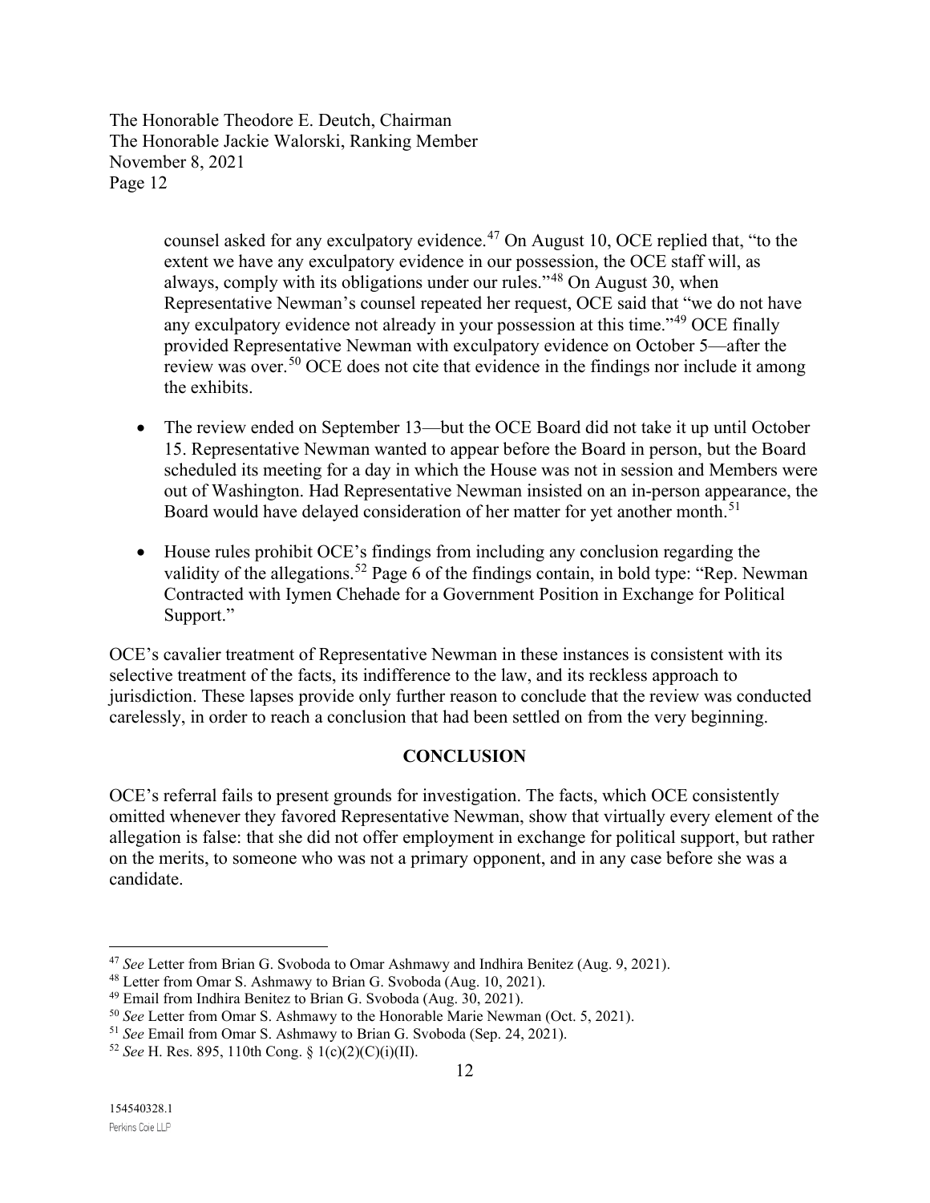counsel asked for any exculpatory evidence.[47] On August 10, OCE replied that, "to the extent we have any exculpatory evidence in our possession, the OCE staff will, as always, comply with its obligations under our rules."[48] On August 30, when Representative Newman's counsel repeated her request, OCE said that "we do not have any exculpatory evidence not already in your possession at this time."[49] OCE finally provided Representative Newman with exculpatory evidence on October 5—after the review was over.[50] OCE does not cite that evidence in the findings nor include it among the exhibits.

- The review ended on September 13—but the OCE Board did not take it up until October 15. Representative Newman wanted to appear before the Board in person, but the Board scheduled its meeting for a day in which the House was not in session and Members were out of Washington. Had Representative Newman insisted on an in-person appearance, the Board would have delayed consideration of her matter for yet another month.[51]

- House rules prohibit OCE's findings from including any conclusion regarding the validity of the allegations.[52] Page 6 of the findings contain, in bold type: "Rep. Newman Contracted with Iymen Chehade for a Government Position in Exchange for Political Support."

OCE's cavalier treatment of Representative Newman in these instances is consistent with its selective treatment of the facts, its indifference to the law, and its reckless approach to jurisdiction. These lapses provide only further reason to conclude that the review was conducted carelessly, in order to reach a conclusion that had been settled on from the very beginning.

## CONCLUSION

OCE's referral fails to present grounds for investigation. The facts, which OCE consistently omitted whenever they favored Representative Newman, show that virtually every element of the allegation is false: that she did not offer employment in exchange for political support, but rather on the merits, to someone who was not a primary opponent, and in any case before she was a candidate.

---

[47] *See* Letter from Brian G. Svoboda to Omar Ashmawy and Indhira Benitez (Aug. 9, 2021).

[48] Letter from Omar S. Ashmawy to Brian G. Svoboda (Aug. 10, 2021).

[49] Email from Indhira Benitez to Brian G. Svoboda (Aug. 30, 2021).

[50] *See* Letter from Omar S. Ashmawy to the Honorable Marie Newman (Oct. 5, 2021).

[51] *See* Email from Omar S. Ashmawy to Brian G. Svoboda (Sep. 24, 2021).

[52] *See* H. Res. 895, 110th Cong. § 1(c)(2)(C)(i)(II).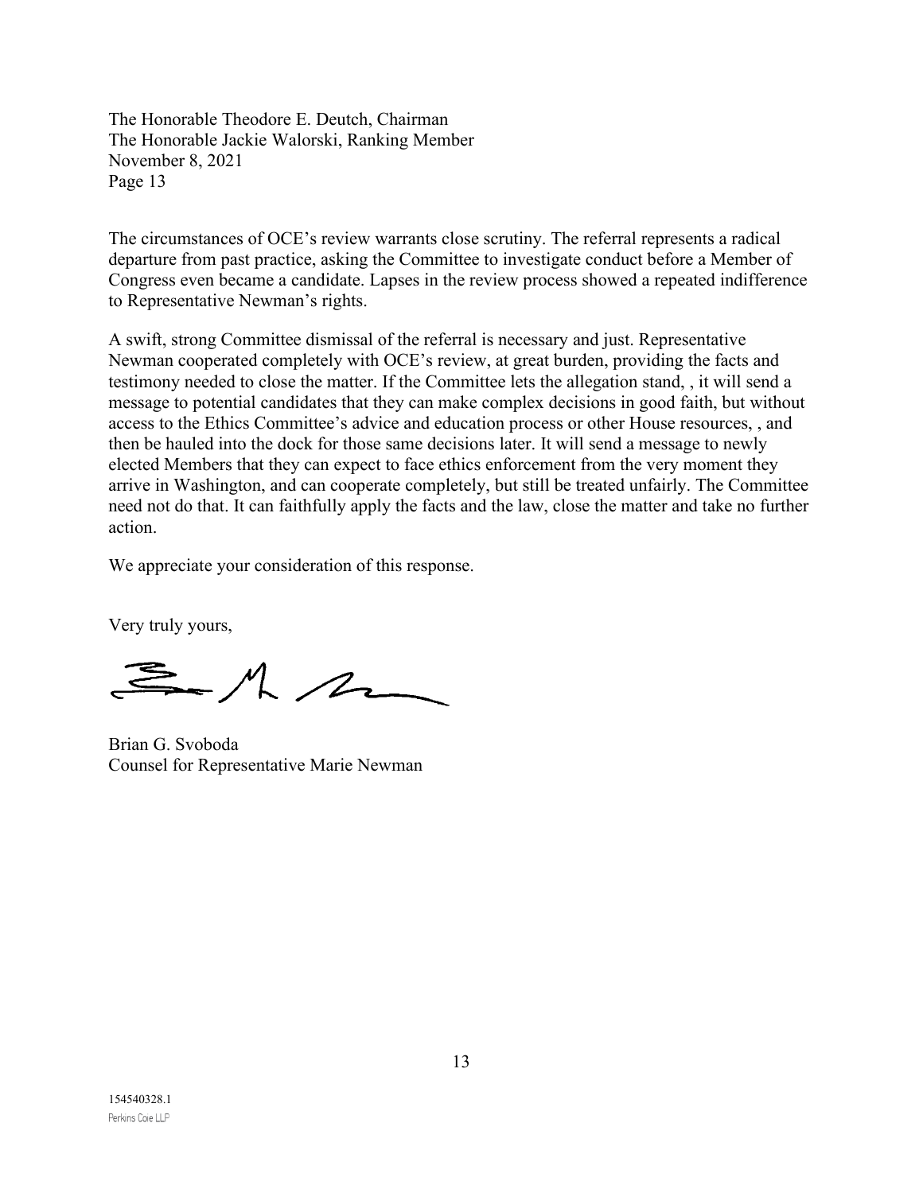The Honorable Theodore E. Deutch, Chairman
The Honorable Jackie Walorski, Ranking Member
November 8, 2021
Page 13

The circumstances of OCE's review warrants close scrutiny. The referral represents a radical departure from past practice, asking the Committee to investigate conduct before a Member of Congress even became a candidate. Lapses in the review process showed a repeated indifference to Representative Newman's rights.

A swift, strong Committee dismissal of the referral is necessary and just. Representative Newman cooperated completely with OCE's review, at great burden, providing the facts and testimony needed to close the matter. If the Committee lets the allegation stand, , it will send a message to potential candidates that they can make complex decisions in good faith, but without access to the Ethics Committee's advice and education process or other House resources, , and then be hauled into the dock for those same decisions later. It will send a message to newly elected Members that they can expect to face ethics enforcement from the very moment they arrive in Washington, and can cooperate completely, but still be treated unfairly. The Committee need not do that. It can faithfully apply the facts and the law, close the matter and take no further action.

We appreciate your consideration of this response.

Very truly yours,

Brian G. Svoboda
Counsel for Representative Marie Newman

154540328.1
Perkins Coie LLP